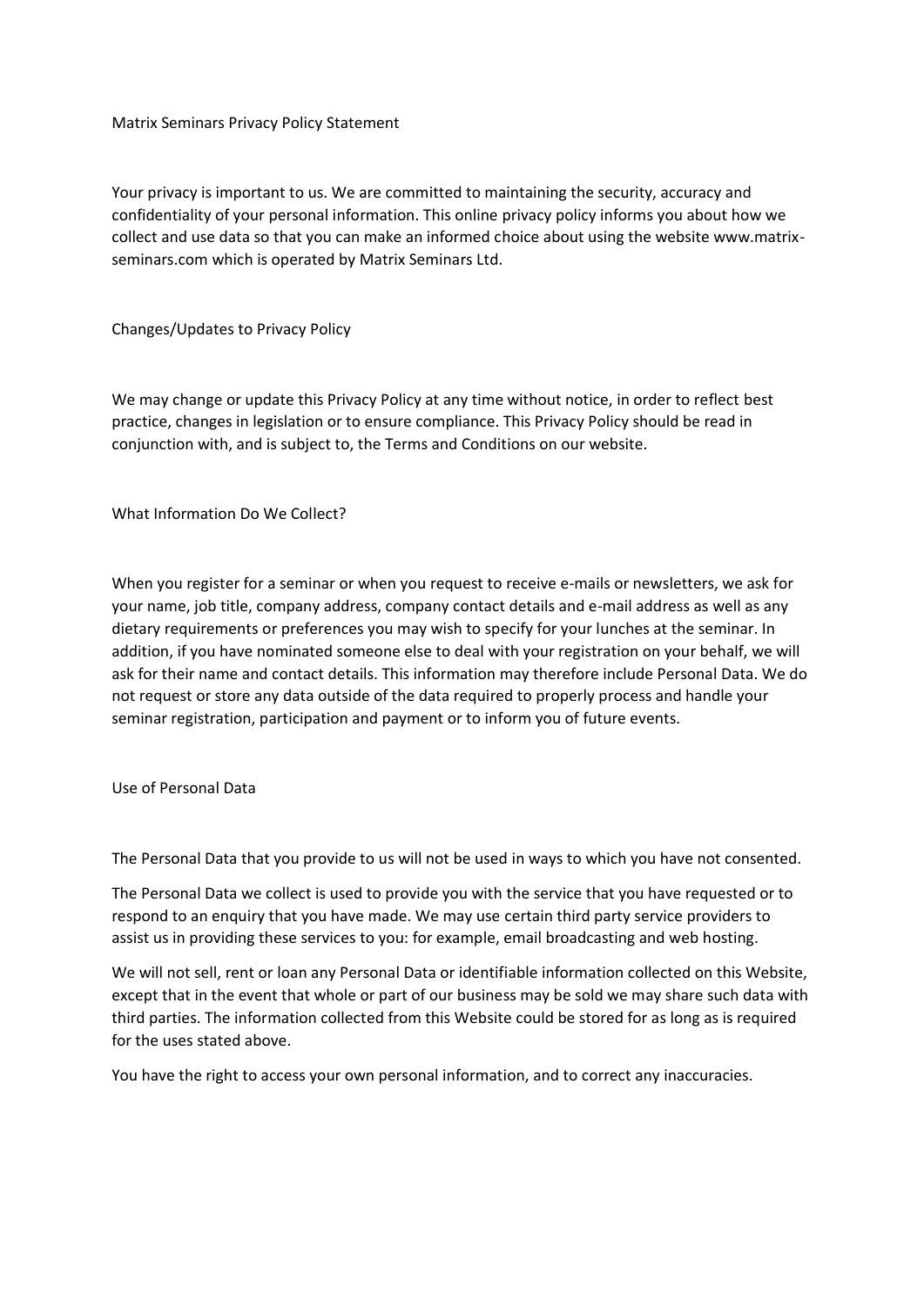# Matrix Seminars Privacy Policy Statement

Your privacy is important to us. We are committed to maintaining the security, accuracy and confidentiality of your personal information. This online privacy policy informs you about how we collect and use data so that you can make an informed choice about using the website www.matrix-seminars.com which is operated by Matrix Seminars Ltd.

## Changes/Updates to Privacy Policy

We may change or update this Privacy Policy at any time without notice, in order to reflect best practice, changes in legislation or to ensure compliance. This Privacy Policy should be read in conjunction with, and is subject to, the Terms and Conditions on our website.

## What Information Do We Collect?

When you register for a seminar or when you request to receive e-mails or newsletters, we ask for your name, job title, company address, company contact details and e-mail address as well as any dietary requirements or preferences you may wish to specify for your lunches at the seminar. In addition, if you have nominated someone else to deal with your registration on your behalf, we will ask for their name and contact details. This information may therefore include Personal Data. We do not request or store any data outside of the data required to properly process and handle your seminar registration, participation and payment or to inform you of future events.

## Use of Personal Data

The Personal Data that you provide to us will not be used in ways to which you have not consented.

The Personal Data we collect is used to provide you with the service that you have requested or to respond to an enquiry that you have made. We may use certain third party service providers to assist us in providing these services to you: for example, email broadcasting and web hosting.

We will not sell, rent or loan any Personal Data or identifiable information collected on this Website, except that in the event that whole or part of our business may be sold we may share such data with third parties. The information collected from this Website could be stored for as long as is required for the uses stated above.

You have the right to access your own personal information, and to correct any inaccuracies.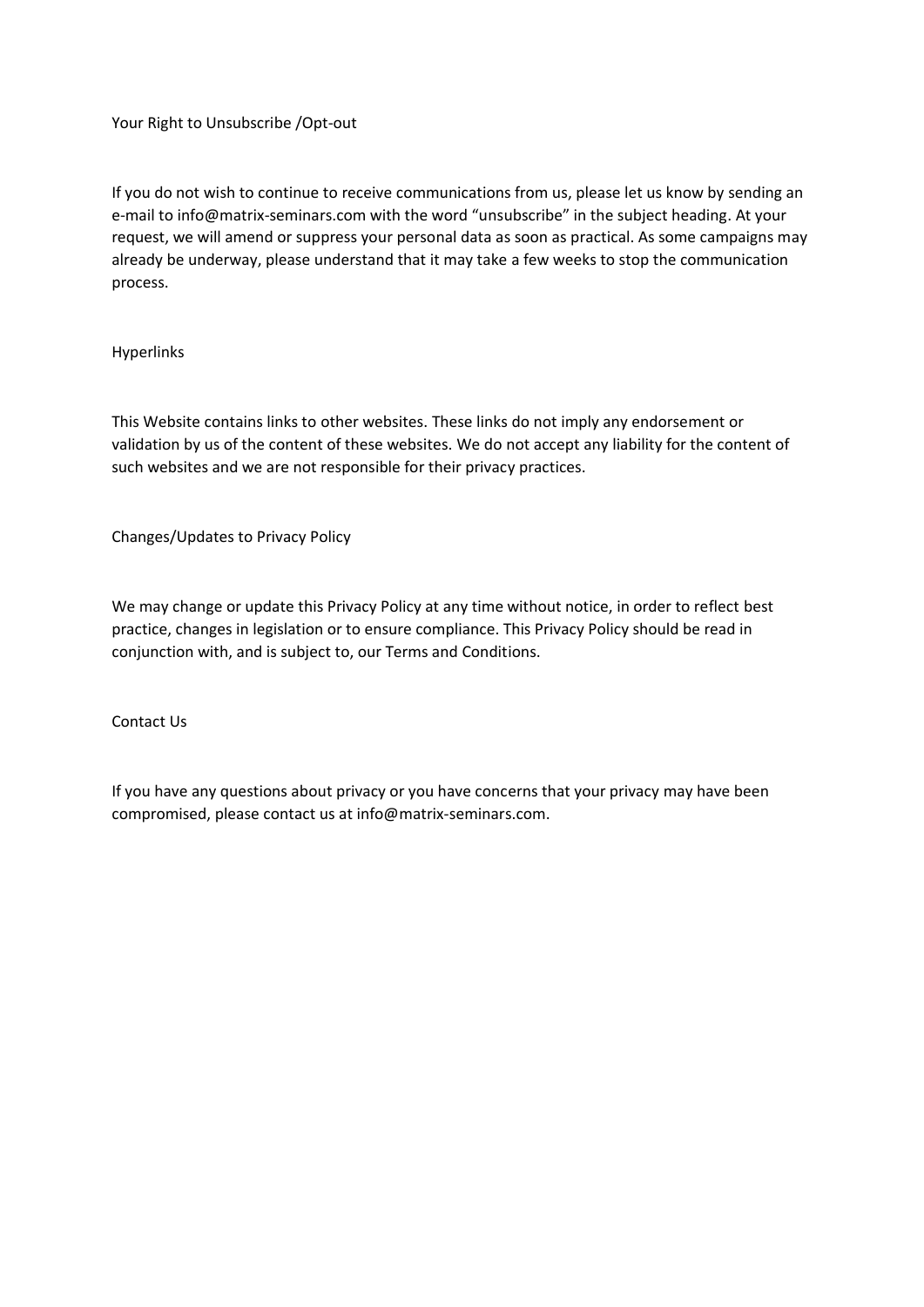## Your Right to Unsubscribe /Opt-out

If you do not wish to continue to receive communications from us, please let us know by sending an e-mail to info@matrix-seminars.com with the word "unsubscribe" in the subject heading. At your request, we will amend or suppress your personal data as soon as practical. As some campaigns may already be underway, please understand that it may take a few weeks to stop the communication process.

## Hyperlinks

This Website contains links to other websites. These links do not imply any endorsement or validation by us of the content of these websites. We do not accept any liability for the content of such websites and we are not responsible for their privacy practices.

## Changes/Updates to Privacy Policy

We may change or update this Privacy Policy at any time without notice, in order to reflect best practice, changes in legislation or to ensure compliance. This Privacy Policy should be read in conjunction with, and is subject to, our Terms and Conditions.

## Contact Us

If you have any questions about privacy or you have concerns that your privacy may have been compromised, please contact us at info@matrix-seminars.com.